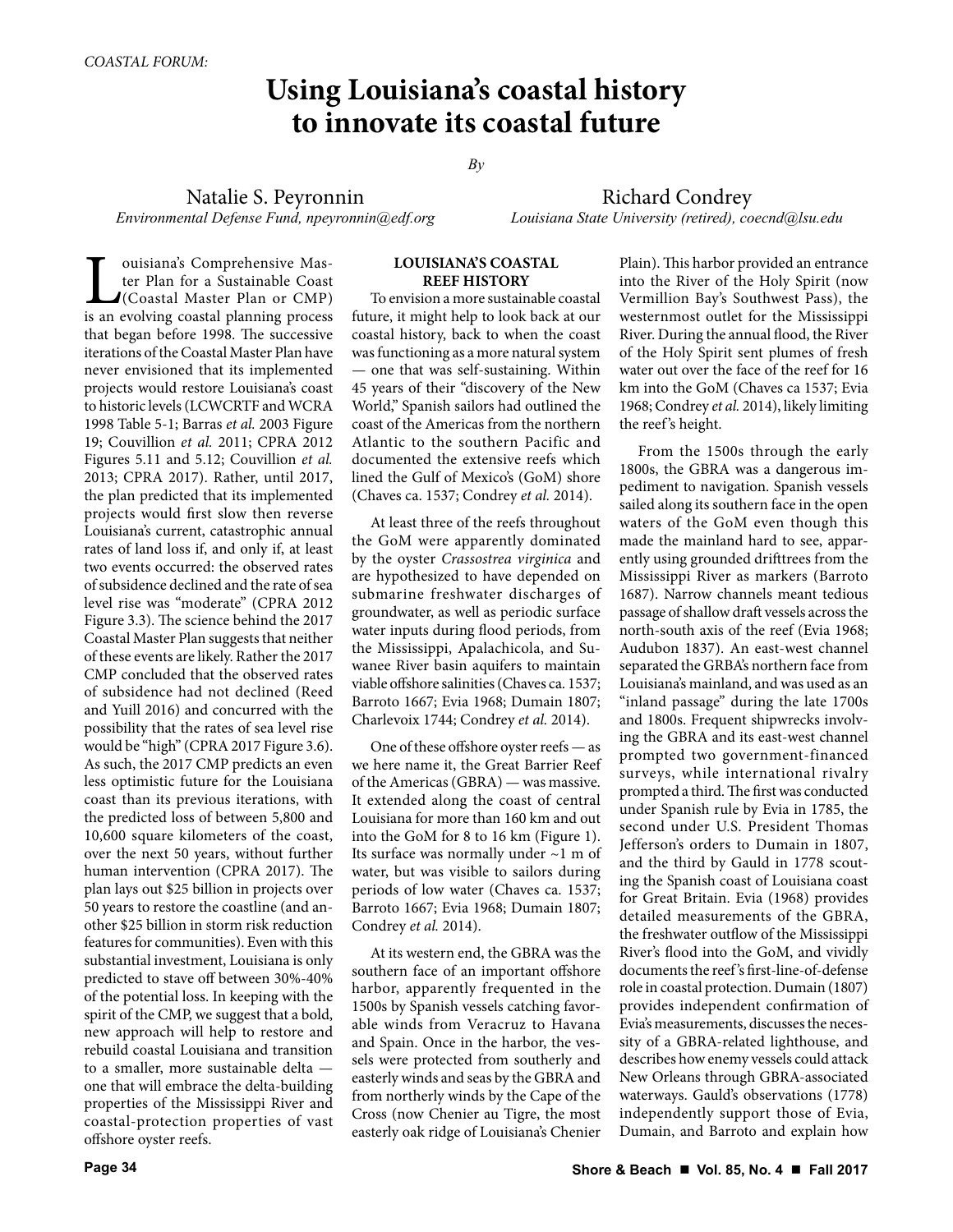COASTAL FORUM:

# Using Louisiana's coastal history to innovate its coastal future

*By*

Natalie S. Peyronnin
*Environmental Defense Fund, npeyronnin@edf.org*

Richard Condrey
*Louisiana State University (retired), coecnd@lsu.edu*

Louisiana's Comprehensive Master Plan for a Sustainable Coast (Coastal Master Plan or CMP) is an evolving coastal planning process that began before 1998. The successive iterations of the Coastal Master Plan have never envisioned that its implemented projects would restore Louisiana's coast to historic levels (LCWCRTF and WCRA 1998 Table 5-1; Barras *et al.* 2003 Figure 19; Couvillion *et al.* 2011; CPRA 2012 Figures 5.11 and 5.12; Couvillion *et al.* 2013; CPRA 2017). Rather, until 2017, the plan predicted that its implemented projects would first slow then reverse Louisiana's current, catastrophic annual rates of land loss if, and only if, at least two events occurred: the observed rates of subsidence declined and the rate of sea level rise was "moderate" (CPRA 2012 Figure 3.3). The science behind the 2017 Coastal Master Plan suggests that neither of these events are likely. Rather the 2017 CMP concluded that the observed rates of subsidence had not declined (Reed and Yuill 2016) and concurred with the possibility that the rates of sea level rise would be "high" (CPRA 2017 Figure 3.6). As such, the 2017 CMP predicts an even less optimistic future for the Louisiana coast than its previous iterations, with the predicted loss of between 5,800 and 10,600 square kilometers of the coast, over the next 50 years, without further human intervention (CPRA 2017). The plan lays out $25 billion in projects over 50 years to restore the coastline (and another $25 billion in storm risk reduction features for communities). Even with this substantial investment, Louisiana is only predicted to stave off between 30%-40% of the potential loss. In keeping with the spirit of the CMP, we suggest that a bold, new approach will help to restore and rebuild coastal Louisiana and transition to a smaller, more sustainable delta — one that will embrace the delta-building properties of the Mississippi River and coastal-protection properties of vast offshore oyster reefs.

## LOUISIANA'S COASTAL REEF HISTORY

To envision a more sustainable coastal future, it might help to look back at our coastal history, back to when the coast was functioning as a more natural system — one that was self-sustaining. Within 45 years of their "discovery of the New World," Spanish sailors had outlined the coast of the Americas from the northern Atlantic to the southern Pacific and documented the extensive reefs which lined the Gulf of Mexico's (GoM) shore (Chaves ca. 1537; Condrey *et al.* 2014).

At least three of the reefs throughout the GoM were apparently dominated by the oyster *Crassostrea virginica* and are hypothesized to have depended on submarine freshwater discharges of groundwater, as well as periodic surface water inputs during flood periods, from the Mississippi, Apalachicola, and Suwanee River basin aquifers to maintain viable offshore salinities (Chaves ca. 1537; Barroto 1667; Evia 1968; Dumain 1807; Charlevoix 1744; Condrey *et al.* 2014).

One of these offshore oyster reefs — as we here name it, the Great Barrier Reef of the Americas (GBRA) — was massive. It extended along the coast of central Louisiana for more than 160 km and out into the GoM for 8 to 16 km (Figure 1). Its surface was normally under ~1 m of water, but was visible to sailors during periods of low water (Chaves ca. 1537; Barroto 1667; Evia 1968; Dumain 1807; Condrey *et al.* 2014).

At its western end, the GBRA was the southern face of an important offshore harbor, apparently frequented in the 1500s by Spanish vessels catching favorable winds from Veracruz to Havana and Spain. Once in the harbor, the vessels were protected from southerly and easterly winds and seas by the GBRA and from northerly winds by the Cape of the Cross (now Chenier au Tigre, the most easterly oak ridge of Louisiana's Chenier Plain). This harbor provided an entrance into the River of the Holy Spirit (now Vermillion Bay's Southwest Pass), the westernmost outlet for the Mississippi River. During the annual flood, the River of the Holy Spirit sent plumes of fresh water out over the face of the reef for 16 km into the GoM (Chaves ca 1537; Evia 1968; Condrey *et al.* 2014), likely limiting the reef's height.

From the 1500s through the early 1800s, the GBRA was a dangerous impediment to navigation. Spanish vessels sailed along its southern face in the open waters of the GoM even though this made the mainland hard to see, apparently using grounded drifttrees from the Mississippi River as markers (Barroto 1687). Narrow channels meant tedious passage of shallow draft vessels across the north-south axis of the reef (Evia 1968; Audubon 1837). An east-west channel separated the GRBA's northern face from Louisiana's mainland, and was used as an "inland passage" during the late 1700s and 1800s. Frequent shipwrecks involving the GBRA and its east-west channel prompted two government-financed surveys, while international rivalry prompted a third. The first was conducted under Spanish rule by Evia in 1785, the second under U.S. President Thomas Jefferson's orders to Dumain in 1807, and the third by Gauld in 1778 scouting the Spanish coast of Louisiana coast for Great Britain. Evia (1968) provides detailed measurements of the GBRA, the freshwater outflow of the Mississippi River's flood into the GoM, and vividly documents the reef's first-line-of-defense role in coastal protection. Dumain (1807) provides independent confirmation of Evia's measurements, discusses the necessity of a GBRA-related lighthouse, and describes how enemy vessels could attack New Orleans through GBRA-associated waterways. Gauld's observations (1778) independently support those of Evia, Dumain, and Barroto and explain how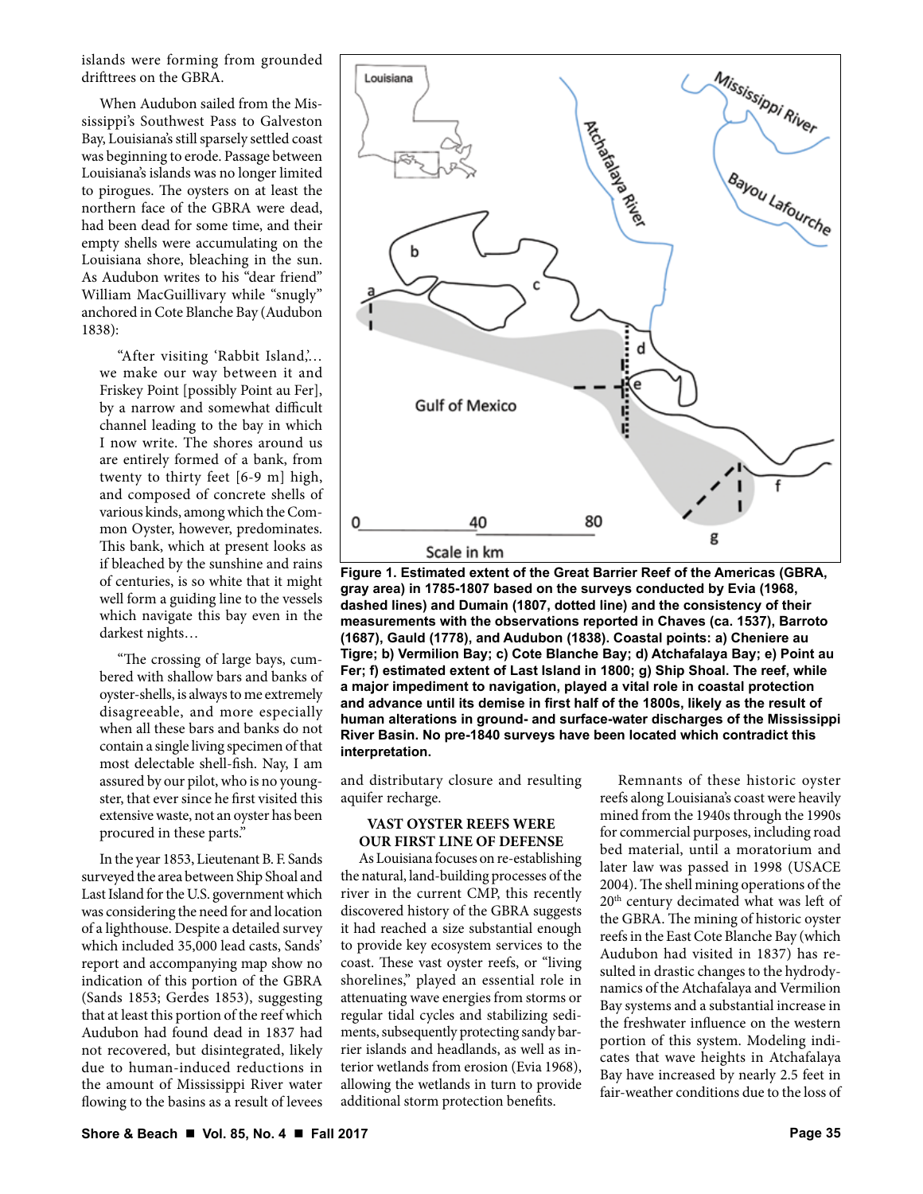islands were forming from grounded drifttrees on the GBRA.

When Audubon sailed from the Mississippi's Southwest Pass to Galveston Bay, Louisiana's still sparsely settled coast was beginning to erode. Passage between Louisiana's islands was no longer limited to pirogues. The oysters on at least the northern face of the GBRA were dead, had been dead for some time, and their empty shells were accumulating on the Louisiana shore, bleaching in the sun. As Audubon writes to his "dear friend" William MacGuillivary while "snugly" anchored in Cote Blanche Bay (Audubon 1838):

> "After visiting 'Rabbit Island,'... we make our way between it and Friskey Point [possibly Point au Fer], by a narrow and somewhat difficult channel leading to the bay in which I now write. The shores around us are entirely formed of a bank, from twenty to thirty feet [6-9 m] high, and composed of concrete shells of various kinds, among which the Common Oyster, however, predominates. This bank, which at present looks as if bleached by the sunshine and rains of centuries, is so white that it might well form a guiding line to the vessels which navigate this bay even in the darkest nights…
>
> "The crossing of large bays, cumbered with shallow bars and banks of oyster-shells, is always to me extremely disagreeable, and more especially when all these bars and banks do not contain a single living specimen of that most delectable shell-fish. Nay, I am assured by our pilot, who is no youngster, that ever since he first visited this extensive waste, not an oyster has been procured in these parts."

In the year 1853, Lieutenant B. F. Sands surveyed the area between Ship Shoal and Last Island for the U.S. government which was considering the need for and location of a lighthouse. Despite a detailed survey which included 35,000 lead casts, Sands' report and accompanying map show no indication of this portion of the GBRA (Sands 1853; Gerdes 1853), suggesting that at least this portion of the reef which Audubon had found dead in 1837 had not recovered, but disintegrated, likely due to human-induced reductions in the amount of Mississippi River water flowing to the basins as a result of levees and distributary closure and resulting aquifer recharge.

**Figure 1. Estimated extent of the Great Barrier Reef of the Americas (GBRA, gray area) in 1785-1807 based on the surveys conducted by Evia (1968, dashed lines) and Dumain (1807, dotted line) and the consistency of their measurements with the observations reported in Chaves (ca. 1537), Barroto (1687), Gauld (1778), and Audubon (1838). Coastal points: a) Cheniere au Tigre; b) Vermilion Bay; c) Cote Blanche Bay; d) Atchafalaya Bay; e) Point au Fer; f) estimated extent of Last Island in 1800; g) Ship Shoal. The reef, while a major impediment to navigation, played a vital role in coastal protection and advance until its demise in first half of the 1800s, likely as the result of human alterations in ground- and surface-water discharges of the Mississippi River Basin. No pre-1840 surveys have been located which contradict this interpretation.**

## VAST OYSTER REEFS WERE OUR FIRST LINE OF DEFENSE

As Louisiana focuses on re-establishing the natural, land-building processes of the river in the current CMP, this recently discovered history of the GBRA suggests it had reached a size substantial enough to provide key ecosystem services to the coast. These vast oyster reefs, or "living shorelines," played an essential role in attenuating wave energies from storms or regular tidal cycles and stabilizing sediments, subsequently protecting sandy barrier islands and headlands, as well as interior wetlands from erosion (Evia 1968), allowing the wetlands in turn to provide additional storm protection benefits.

Remnants of these historic oyster reefs along Louisiana's coast were heavily mined from the 1940s through the 1990s for commercial purposes, including road bed material, until a moratorium and later law was passed in 1998 (USACE 2004). The shell mining operations of the 20th century decimated what was left of the GBRA. The mining of historic oyster reefs in the East Cote Blanche Bay (which Audubon had visited in 1837) has resulted in drastic changes to the hydrodynamics of the Atchafalaya and Vermilion Bay systems and a substantial increase in the freshwater influence on the western portion of this system. Modeling indicates that wave heights in Atchafalaya Bay have increased by nearly 2.5 feet in fair-weather conditions due to the loss of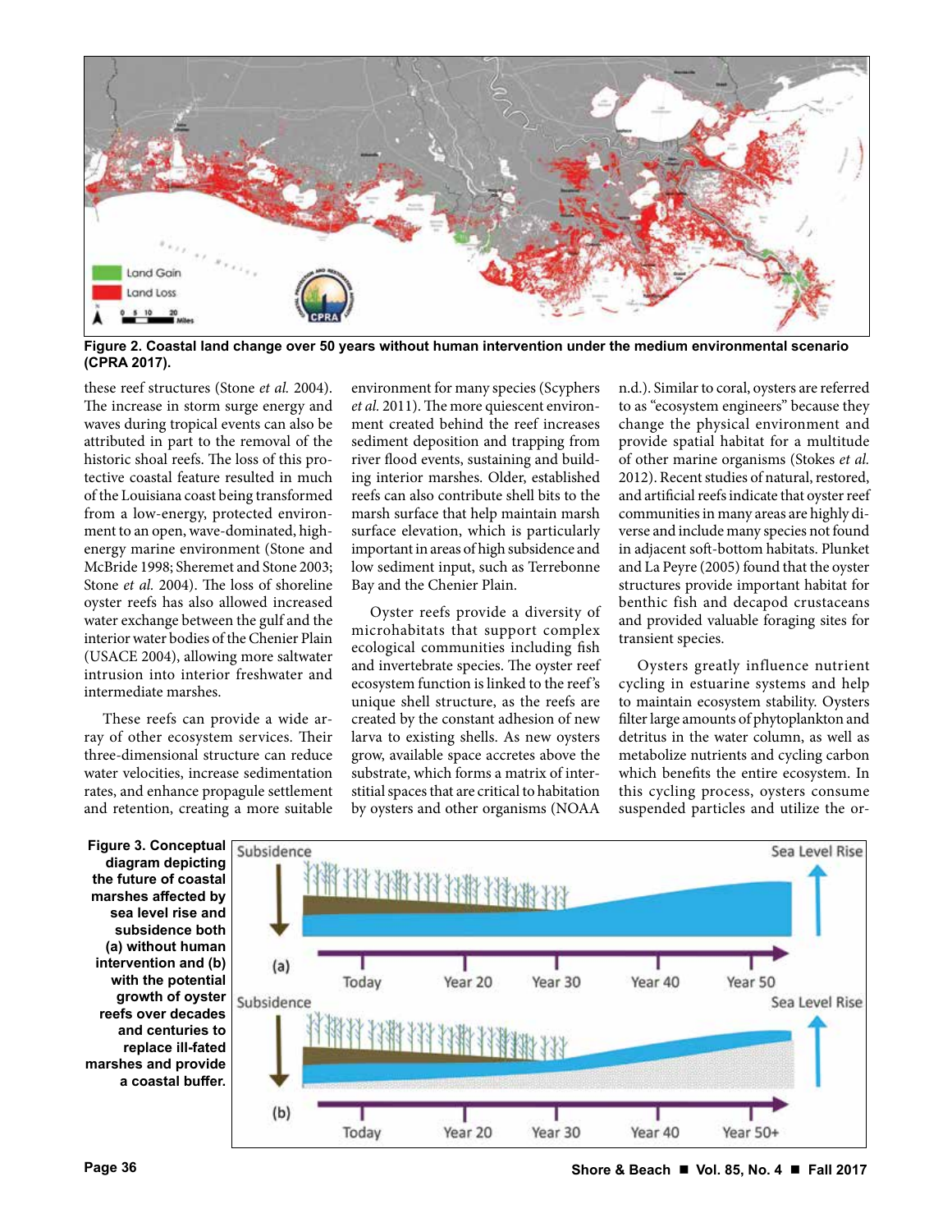**Figure 2. Coastal land change over 50 years without human intervention under the medium environmental scenario (CPRA 2017).**

these reef structures (Stone *et al.* 2004). The increase in storm surge energy and waves during tropical events can also be attributed in part to the removal of the historic shoal reefs. The loss of this protective coastal feature resulted in much of the Louisiana coast being transformed from a low-energy, protected environment to an open, wave-dominated, high-energy marine environment (Stone and McBride 1998; Sheremet and Stone 2003; Stone *et al.* 2004). The loss of shoreline oyster reefs has also allowed increased water exchange between the gulf and the interior water bodies of the Chenier Plain (USACE 2004), allowing more saltwater intrusion into interior freshwater and intermediate marshes.

These reefs can provide a wide array of other ecosystem services. Their three-dimensional structure can reduce water velocities, increase sedimentation rates, and enhance propagule settlement and retention, creating a more suitable environment for many species (Scyphers *et al.* 2011). The more quiescent environment created behind the reef increases sediment deposition and trapping from river flood events, sustaining and building interior marshes. Older, established reefs can also contribute shell bits to the marsh surface that help maintain marsh surface elevation, which is particularly important in areas of high subsidence and low sediment input, such as Terrebonne Bay and the Chenier Plain.

Oyster reefs provide a diversity of microhabitats that support complex ecological communities including fish and invertebrate species. The oyster reef ecosystem function is linked to the reef's unique shell structure, as the reefs are created by the constant adhesion of new larva to existing shells. As new oysters grow, available space accretes above the substrate, which forms a matrix of interstitial spaces that are critical to habitation by oysters and other organisms (NOAA n.d.). Similar to coral, oysters are referred to as "ecosystem engineers" because they change the physical environment and provide spatial habitat for a multitude of other marine organisms (Stokes *et al.* 2012). Recent studies of natural, restored, and artificial reefs indicate that oyster reef communities in many areas are highly diverse and include many species not found in adjacent soft-bottom habitats. Plunket and La Peyre (2005) found that the oyster structures provide important habitat for benthic fish and decapod crustaceans and provided valuable foraging sites for transient species.

Oysters greatly influence nutrient cycling in estuarine systems and help to maintain ecosystem stability. Oysters filter large amounts of phytoplankton and detritus in the water column, as well as metabolize nutrients and cycling carbon which benefits the entire ecosystem. In this cycling process, oysters consume suspended particles and utilize the or-

**Figure 3. Conceptual diagram depicting the future of coastal marshes affected by sea level rise and subsidence both (a) without human intervention and (b) with the potential growth of oyster reefs over decades and centuries to replace ill-fated marshes and provide a coastal buffer.**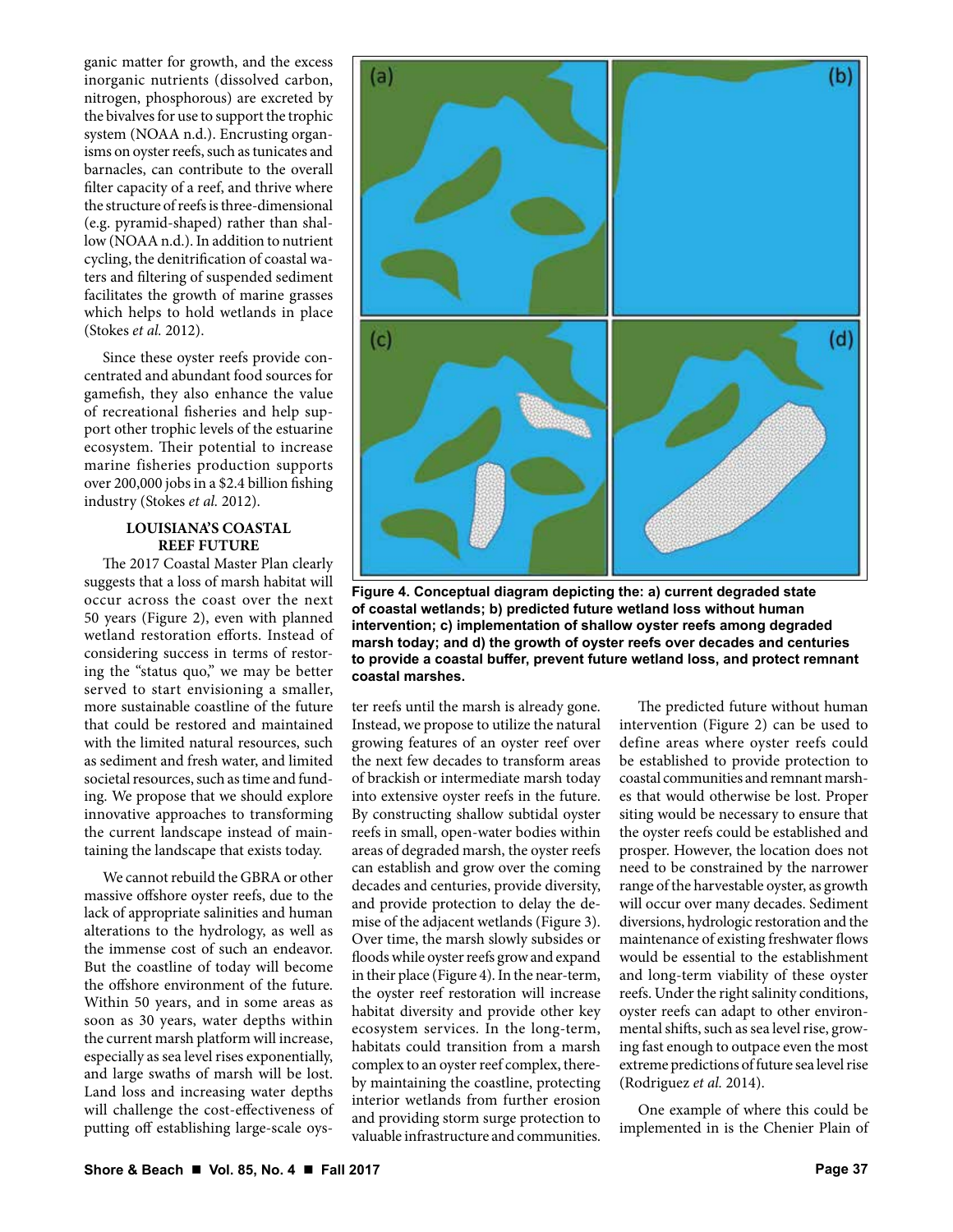ganic matter for growth, and the excess inorganic nutrients (dissolved carbon, nitrogen, phosphorous) are excreted by the bivalves for use to support the trophic system (NOAA n.d.). Encrusting organisms on oyster reefs, such as tunicates and barnacles, can contribute to the overall filter capacity of a reef, and thrive where the structure of reefs is three-dimensional (e.g. pyramid-shaped) rather than shallow (NOAA n.d.). In addition to nutrient cycling, the denitrification of coastal waters and filtering of suspended sediment facilitates the growth of marine grasses which helps to hold wetlands in place (Stokes *et al.* 2012).

Since these oyster reefs provide concentrated and abundant food sources for gamefish, they also enhance the value of recreational fisheries and help support other trophic levels of the estuarine ecosystem. Their potential to increase marine fisheries production supports over 200,000 jobs in a $2.4 billion fishing industry (Stokes *et al.* 2012).

### LOUISIANA'S COASTAL REEF FUTURE

The 2017 Coastal Master Plan clearly suggests that a loss of marsh habitat will occur across the coast over the next 50 years (Figure 2), even with planned wetland restoration efforts. Instead of considering success in terms of restoring the "status quo," we may be better served to start envisioning a smaller, more sustainable coastline of the future that could be restored and maintained with the limited natural resources, such as sediment and fresh water, and limited societal resources, such as time and funding. We propose that we should explore innovative approaches to transforming the current landscape instead of maintaining the landscape that exists today.

We cannot rebuild the GBRA or other massive offshore oyster reefs, due to the lack of appropriate salinities and human alterations to the hydrology, as well as the immense cost of such an endeavor. But the coastline of today will become the offshore environment of the future. Within 50 years, and in some areas as soon as 30 years, water depths within the current marsh platform will increase, especially as sea level rises exponentially, and large swaths of marsh will be lost. Land loss and increasing water depths will challenge the cost-effectiveness of putting off establishing large-scale oyster reefs until the marsh is already gone. Instead, we propose to utilize the natural growing features of an oyster reef over the next few decades to transform areas of brackish or intermediate marsh today into extensive oyster reefs in the future. By constructing shallow subtidal oyster reefs in small, open-water bodies within areas of degraded marsh, the oyster reefs can establish and grow over the coming decades and centuries, provide diversity, and provide protection to delay the demise of the adjacent wetlands (Figure 3). Over time, the marsh slowly subsides or floods while oyster reefs grow and expand in their place (Figure 4). In the near-term, the oyster reef restoration will increase habitat diversity and provide other key ecosystem services. In the long-term, habitats could transition from a marsh complex to an oyster reef complex, thereby maintaining the coastline, protecting interior wetlands from further erosion and providing storm surge protection to valuable infrastructure and communities.

**Figure 4. Conceptual diagram depicting the: a) current degraded state of coastal wetlands; b) predicted future wetland loss without human intervention; c) implementation of shallow oyster reefs among degraded marsh today; and d) the growth of oyster reefs over decades and centuries to provide a coastal buffer, prevent future wetland loss, and protect remnant coastal marshes.**

The predicted future without human intervention (Figure 2) can be used to define areas where oyster reefs could be established to provide protection to coastal communities and remnant marshes that would otherwise be lost. Proper siting would be necessary to ensure that the oyster reefs could be established and prosper. However, the location does not need to be constrained by the narrower range of the harvestable oyster, as growth will occur over many decades. Sediment diversions, hydrologic restoration and the maintenance of existing freshwater flows would be essential to the establishment and long-term viability of these oyster reefs. Under the right salinity conditions, oyster reefs can adapt to other environmental shifts, such as sea level rise, growing fast enough to outpace even the most extreme predictions of future sea level rise (Rodriguez *et al.* 2014).

One example of where this could be implemented in is the Chenier Plain of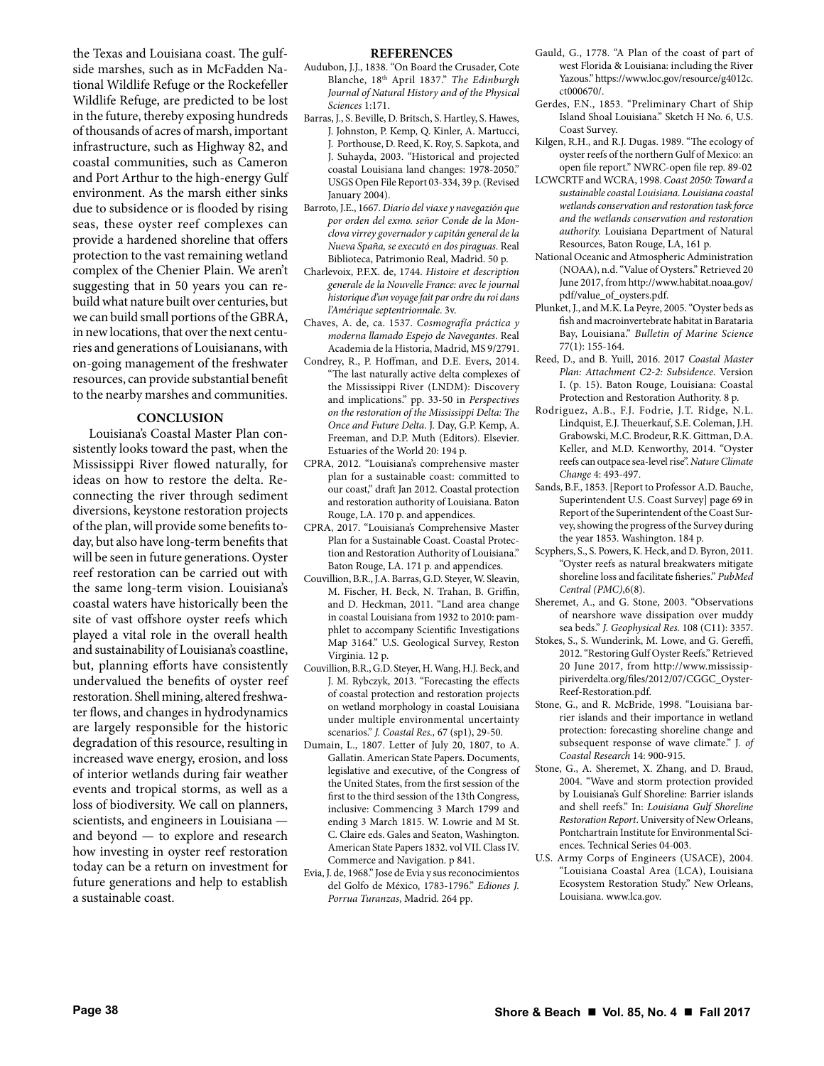the Texas and Louisiana coast. The gulfside marshes, such as in McFadden National Wildlife Refuge or the Rockefeller Wildlife Refuge, are predicted to be lost in the future, thereby exposing hundreds of thousands of acres of marsh, important infrastructure, such as Highway 82, and coastal communities, such as Cameron and Port Arthur to the high-energy Gulf environment. As the marsh either sinks due to subsidence or is flooded by rising seas, these oyster reef complexes can provide a hardened shoreline that offers protection to the vast remaining wetland complex of the Chenier Plain. We aren't suggesting that in 50 years you can rebuild what nature built over centuries, but we can build small portions of the GBRA, in new locations, that over the next centuries and generations of Louisianans, with on-going management of the freshwater resources, can provide substantial benefit to the nearby marshes and communities.

## CONCLUSION

Louisiana's Coastal Master Plan consistently looks toward the past, when the Mississippi River flowed naturally, for ideas on how to restore the delta. Reconnecting the river through sediment diversions, keystone restoration projects of the plan, will provide some benefits today, but also have long-term benefits that will be seen in future generations. Oyster reef restoration can be carried out with the same long-term vision. Louisiana's coastal waters have historically been the site of vast offshore oyster reefs which played a vital role in the overall health and sustainability of Louisiana's coastline, but, planning efforts have consistently undervalued the benefits of oyster reef restoration. Shell mining, altered freshwater flows, and changes in hydrodynamics are largely responsible for the historic degradation of this resource, resulting in increased wave energy, erosion, and loss of interior wetlands during fair weather events and tropical storms, as well as a loss of biodiversity. We call on planners, scientists, and engineers in Louisiana — and beyond — to explore and research how investing in oyster reef restoration today can be a return on investment for future generations and help to establish a sustainable coast.

## REFERENCES

Audubon, J.J., 1838. "On Board the Crusader, Cote Blanche, 18th April 1837." *The Edinburgh Journal of Natural History and of the Physical Sciences* 1:171.

Barras, J., S. Beville, D. Britsch, S. Hartley, S. Hawes, J. Johnston, P. Kemp, Q. Kinler, A. Martucci, J. Porthouse, D. Reed, K. Roy, S. Sapkota, and J. Suhayda, 2003. "Historical and projected coastal Louisiana land changes: 1978-2050." USGS Open File Report 03-334, 39 p. (Revised January 2004).

Barroto, J.E., 1667. *Diario del viaxe y navegazión que por orden del exmo. señor Conde de la Monclova virrey governador y capitán general de la Nueva Spaña, se executó en dos piraguas.* Real Biblioteca, Patrimonio Real, Madrid. 50 p.

Charlevoix, P.F.X. de, 1744. *Histoire et description generale de la Nouvelle France: avec le journal historique d'un voyage fait par ordre du roi dans l'Amérique septentrionnale*. 3v.

Chaves, A. de, ca. 1537. *Cosmografía práctica y moderna llamado Espejo de Navegantes*. Real Academia de la Historia, Madrid, MS 9/2791.

Condrey, R., P. Hoffman, and D.E. Evers, 2014. "The last naturally active delta complexes of the Mississippi River (LNDM): Discovery and implications." pp. 33-50 in *Perspectives on the restoration of the Mississippi Delta: The Once and Future Delta*. J. Day, G.P. Kemp, A. Freeman, and D.P. Muth (Editors). Elsevier. Estuaries of the World 20: 194 p.

CPRA, 2012. "Louisiana's comprehensive master plan for a sustainable coast: committed to our coast," draft Jan 2012. Coastal protection and restoration authority of Louisiana. Baton Rouge, LA. 170 p. and appendices.

CPRA, 2017. "Louisiana's Comprehensive Master Plan for a Sustainable Coast. Coastal Protection and Restoration Authority of Louisiana." Baton Rouge, LA. 171 p. and appendices.

Couvillion, B.R., J.A. Barras, G.D. Steyer, W. Sleavin, M. Fischer, H. Beck, N. Trahan, B. Griffin, and D. Heckman, 2011. "Land area change in coastal Louisiana from 1932 to 2010: pamphlet to accompany Scientific Investigations Map 3164." U.S. Geological Survey, Reston Virginia. 12 p.

Couvillion, B.R., G.D. Steyer, H. Wang, H.J. Beck, and J. M. Rybczyk, 2013. "Forecasting the effects of coastal protection and restoration projects on wetland morphology in coastal Louisiana under multiple environmental uncertainty scenarios." *J. Coastal Res.,* 67 (sp1), 29-50.

Dumain, L., 1807. Letter of July 20, 1807, to A. Gallatin. American State Papers. Documents, legislative and executive, of the Congress of the United States, from the first session of the first to the third session of the 13th Congress, inclusive: Commencing 3 March 1799 and ending 3 March 1815. W. Lowrie and M St. C. Claire eds. Gales and Seaton, Washington. American State Papers 1832. vol VII. Class IV. Commerce and Navigation. p 841.

Evia, J. de, 1968." Jose de Evia y sus reconocimientos del Golfo de México, 1783-1796." *Ediones J. Porrua Turanzas*, Madrid. 264 pp.

Gauld, G., 1778. "A Plan of the coast of part of west Florida & Louisiana: including the River Yazous." https://www.loc.gov/resource/g4012c.ct000670/.

Gerdes, F.N., 1853. "Preliminary Chart of Ship Island Shoal Louisiana." Sketch H No. 6, U.S. Coast Survey.

Kilgen, R.H., and R.J. Dugas. 1989. "The ecology of oyster reefs of the northern Gulf of Mexico: an open file report." NWRC-open file rep. 89-02

LCWCRTF and WCRA, 1998. *Coast 2050: Toward a sustainable coastal Louisiana. Louisiana coastal wetlands conservation and restoration task force and the wetlands conservation and restoration authority.* Louisiana Department of Natural Resources, Baton Rouge, LA, 161 p.

National Oceanic and Atmospheric Administration (NOAA), n.d. "Value of Oysters." Retrieved 20 June 2017, from http://www.habitat.noaa.gov/pdf/value_of_oysters.pdf.

Plunket, J., and M.K. La Peyre, 2005. "Oyster beds as fish and macroinvertebrate habitat in Barataria Bay, Louisiana." *Bulletin of Marine Science* 77(1): 155-164.

Reed, D., and B. Yuill, 2016. 2017 *Coastal Master Plan: Attachment C2-2: Subsidence*. Version I. (p. 15). Baton Rouge, Louisiana: Coastal Protection and Restoration Authority. 8 p.

Rodriguez, A.B., F.J. Fodrie, J.T. Ridge, N.L. Lindquist, E.J. Theuerkauf, S.E. Coleman, J.H. Grabowski, M.C. Brodeur, R.K. Gittman, D.A. Keller, and M.D. Kenworthy, 2014. "Oyster reefs can outpace sea-level rise". *Nature Climate Change* 4: 493-497.

Sands, B.F., 1853. [Report to Professor A.D. Bauche, Superintendent U.S. Coast Survey] page 69 in Report of the Superintendent of the Coast Survey, showing the progress of the Survey during the year 1853. Washington. 184 p.

Scyphers, S., S. Powers, K. Heck, and D. Byron, 2011. "Oyster reefs as natural breakwaters mitigate shoreline loss and facilitate fisheries." *PubMed Central (PMC)*,6(8).

Sheremet, A., and G. Stone, 2003. "Observations of nearshore wave dissipation over muddy sea beds." *J. Geophysical Res.* 108 (C11): 3357.

Stokes, S., S. Wunderink, M. Lowe, and G. Gereffi, 2012. "Restoring Gulf Oyster Reefs." Retrieved 20 June 2017, from http://www.mississippiriverdelta.org/files/2012/07/CGGC_Oyster-Reef-Restoration.pdf.

Stone, G., and R. McBride, 1998. "Louisiana barrier islands and their importance in wetland protection: forecasting shoreline change and subsequent response of wave climate." J. *of Coastal Research* 14: 900-915.

Stone, G., A. Sheremet, X. Zhang, and D. Braud, 2004. "Wave and storm protection provided by Louisiana's Gulf Shoreline: Barrier islands and shell reefs." In: *Louisiana Gulf Shoreline Restoration Report*. University of New Orleans, Pontchartrain Institute for Environmental Sciences. Technical Series 04-003.

U.S. Army Corps of Engineers (USACE), 2004. "Louisiana Coastal Area (LCA), Louisiana Ecosystem Restoration Study." New Orleans, Louisiana. www.lca.gov.